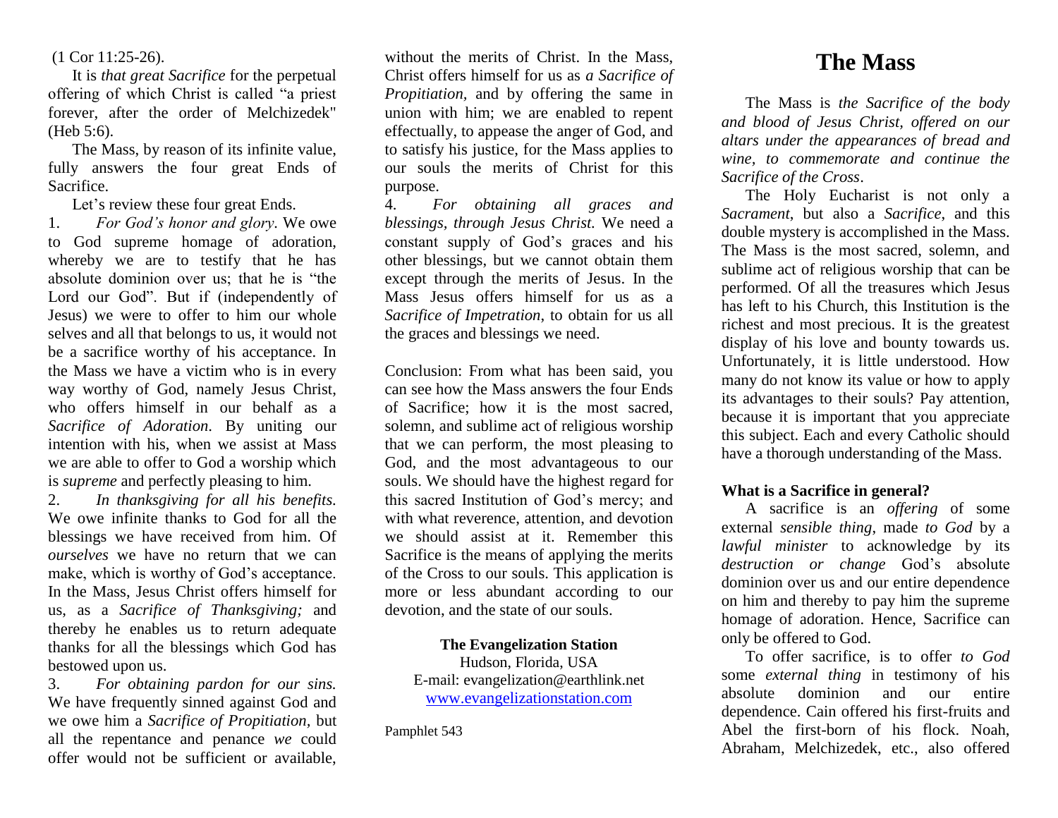(1 Cor 11:25-26).

It is *that great Sacrifice* for the perpetual offering of which Christ is called "a priest forever, after the order of Melchizedek" (Heb 5:6).

The Mass, by reason of its infinite value, fully answers the four great Ends of Sacrifice.

Let's review these four great Ends.

1. *For God's honor and glory.* We owe to God supreme homage of adoration, whereby we are to testify that he has absolute dominion over us; that he is "the Lord our God". But if (independently of Jesus) we were to offer to him our whole selves and all that belongs to us, it would not be a sacrifice worthy of his acceptance. In the Mass we have a victim who is in every way worthy of God, namely Jesus Christ, who offers himself in our behalf as a *Sacrifice of Adoration.* By uniting our intention with his, when we assist at Mass we are able to offer to God a worship which is *supreme* and perfectly pleasing to him.

2. *In thanksgiving for all his benefits.* We owe infinite thanks to God for all the blessings we have received from him. Of *ourselves* we have no return that we can make, which is worthy of God's acceptance. In the Mass, Jesus Christ offers himself for us, as a *Sacrifice of Thanksgiving;* and thereby he enables us to return adequate thanks for all the blessings which God has bestowed upon us.

3. *For obtaining pardon for our sins.* We have frequently sinned against God and we owe him a *Sacrifice of Propitiation*, but all the repentance and penance *we* could offer would not be sufficient or available, without the merits of Christ. In the Mass, Christ offers himself for us as *a Sacrifice of Propitiation,* and by offering the same in union with him; we are enabled to repent effectually, to appease the anger of God, and to satisfy his justice, for the Mass applies to our souls the merits of Christ for this purpose.

4. *For obtaining all graces and blessings, through Jesus Christ.* We need a constant supply of God's graces and his other blessings, but we cannot obtain them except through the merits of Jesus. In the Mass Jesus offers himself for us as a *Sacrifice of Impetration,* to obtain for us all the graces and blessings we need.

Conclusion: From what has been said, you can see how the Mass answers the four Ends of Sacrifice; how it is the most sacred, solemn, and sublime act of religious worship that we can perform, the most pleasing to God, and the most advantageous to our souls. We should have the highest regard for this sacred Institution of God's mercy; and with what reverence, attention, and devotion we should assist at it. Remember this Sacrifice is the means of applying the merits of the Cross to our souls. This application is more or less abundant according to our devotion, and the state of our souls.

**The Evangelization Station**
Hudson, Florida, USA
E-mail: evangelization@earthlink.net
www.evangelizationstation.com

Pamphlet 543

# The Mass

The Mass is *the Sacrifice of the body and blood of Jesus Christ, offered on our altars under the appearances of bread and wine, to commemorate and continue the Sacrifice of the Cross*.

The Holy Eucharist is not only a *Sacrament*, but also a *Sacrifice*, and this double mystery is accomplished in the Mass. The Mass is the most sacred, solemn, and sublime act of religious worship that can be performed. Of all the treasures which Jesus has left to his Church, this Institution is the richest and most precious. It is the greatest display of his love and bounty towards us. Unfortunately, it is little understood. How many do not know its value or how to apply its advantages to their souls? Pay attention, because it is important that you appreciate this subject. Each and every Catholic should have a thorough understanding of the Mass.

### What is a Sacrifice in general?

A sacrifice is an *offering* of some external *sensible thing*, made *to God* by a *lawful minister* to acknowledge by its *destruction or change* God's absolute dominion over us and our entire dependence on him and thereby to pay him the supreme homage of adoration. Hence, Sacrifice can only be offered to God.

To offer sacrifice, is to offer *to God* some *external thing* in testimony of his absolute dominion and our entire dependence. Cain offered his first-fruits and Abel the first-born of his flock. Noah, Abraham, Melchizedek, etc., also offered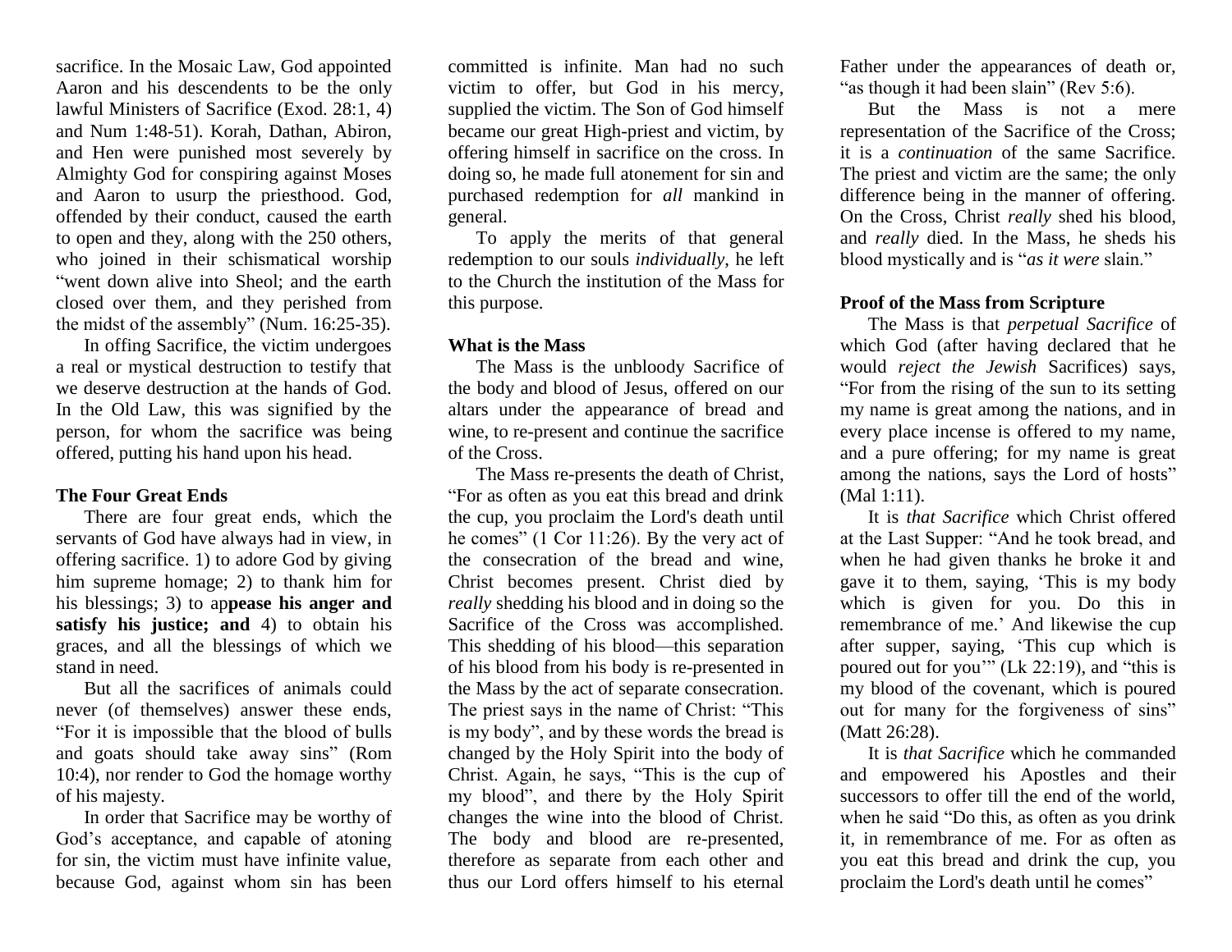sacrifice. In the Mosaic Law, God appointed Aaron and his descendents to be the only lawful Ministers of Sacrifice (Exod. 28:1, 4) and Num 1:48-51). Korah, Dathan, Abiron, and Hen were punished most severely by Almighty God for conspiring against Moses and Aaron to usurp the priesthood. God, offended by their conduct, caused the earth to open and they, along with the 250 others, who joined in their schismatical worship "went down alive into Sheol; and the earth closed over them, and they perished from the midst of the assembly" (Num. 16:25-35).

In offing Sacrifice, the victim undergoes a real or mystical destruction to testify that we deserve destruction at the hands of God. In the Old Law, this was signified by the person, for whom the sacrifice was being offered, putting his hand upon his head.

### The Four Great Ends

There are four great ends, which the servants of God have always had in view, in offering sacrifice. 1) to adore God by giving him supreme homage; 2) to thank him for his blessings; 3) to ap**pease his anger and satisfy his justice; and** 4) to obtain his graces, and all the blessings of which we stand in need.

But all the sacrifices of animals could never (of themselves) answer these ends, "For it is impossible that the blood of bulls and goats should take away sins" (Rom 10:4), nor render to God the homage worthy of his majesty.

In order that Sacrifice may be worthy of God's acceptance, and capable of atoning for sin, the victim must have infinite value, because God, against whom sin has been committed is infinite. Man had no such victim to offer, but God in his mercy, supplied the victim. The Son of God himself became our great High-priest and victim, by offering himself in sacrifice on the cross. In doing so, he made full atonement for sin and purchased redemption for *all* mankind in general.

To apply the merits of that general redemption to our souls *individually*, he left to the Church the institution of the Mass for this purpose.

### What is the Mass

The Mass is the unbloody Sacrifice of the body and blood of Jesus, offered on our altars under the appearance of bread and wine, to re-present and continue the sacrifice of the Cross.

The Mass re-presents the death of Christ, "For as often as you eat this bread and drink the cup, you proclaim the Lord's death until he comes" (1 Cor 11:26). By the very act of the consecration of the bread and wine, Christ becomes present. Christ died by *really* shedding his blood and in doing so the Sacrifice of the Cross was accomplished. This shedding of his blood—this separation of his blood from his body is re-presented in the Mass by the act of separate consecration. The priest says in the name of Christ: "This is my body", and by these words the bread is changed by the Holy Spirit into the body of Christ. Again, he says, "This is the cup of my blood", and there by the Holy Spirit changes the wine into the blood of Christ. The body and blood are re-presented, therefore as separate from each other and thus our Lord offers himself to his eternal Father under the appearances of death or, "as though it had been slain" (Rev 5:6).

But the Mass is not a mere representation of the Sacrifice of the Cross; it is a *continuation* of the same Sacrifice. The priest and victim are the same; the only difference being in the manner of offering. On the Cross, Christ *really* shed his blood, and *really* died. In the Mass, he sheds his blood mystically and is "*as it were* slain."

### Proof of the Mass from Scripture

The Mass is that *perpetual Sacrifice* of which God (after having declared that he would *reject the Jewish* Sacrifices) says, "For from the rising of the sun to its setting my name is great among the nations, and in every place incense is offered to my name, and a pure offering; for my name is great among the nations, says the Lord of hosts" (Mal 1:11).

It is *that Sacrifice* which Christ offered at the Last Supper: "And he took bread, and when he had given thanks he broke it and gave it to them, saying, 'This is my body which is given for you. Do this in remembrance of me.' And likewise the cup after supper, saying, 'This cup which is poured out for you'" (Lk 22:19), and "this is my blood of the covenant, which is poured out for many for the forgiveness of sins" (Matt 26:28).

It is *that Sacrifice* which he commanded and empowered his Apostles and their successors to offer till the end of the world, when he said "Do this, as often as you drink it, in remembrance of me. For as often as you eat this bread and drink the cup, you proclaim the Lord's death until he comes"